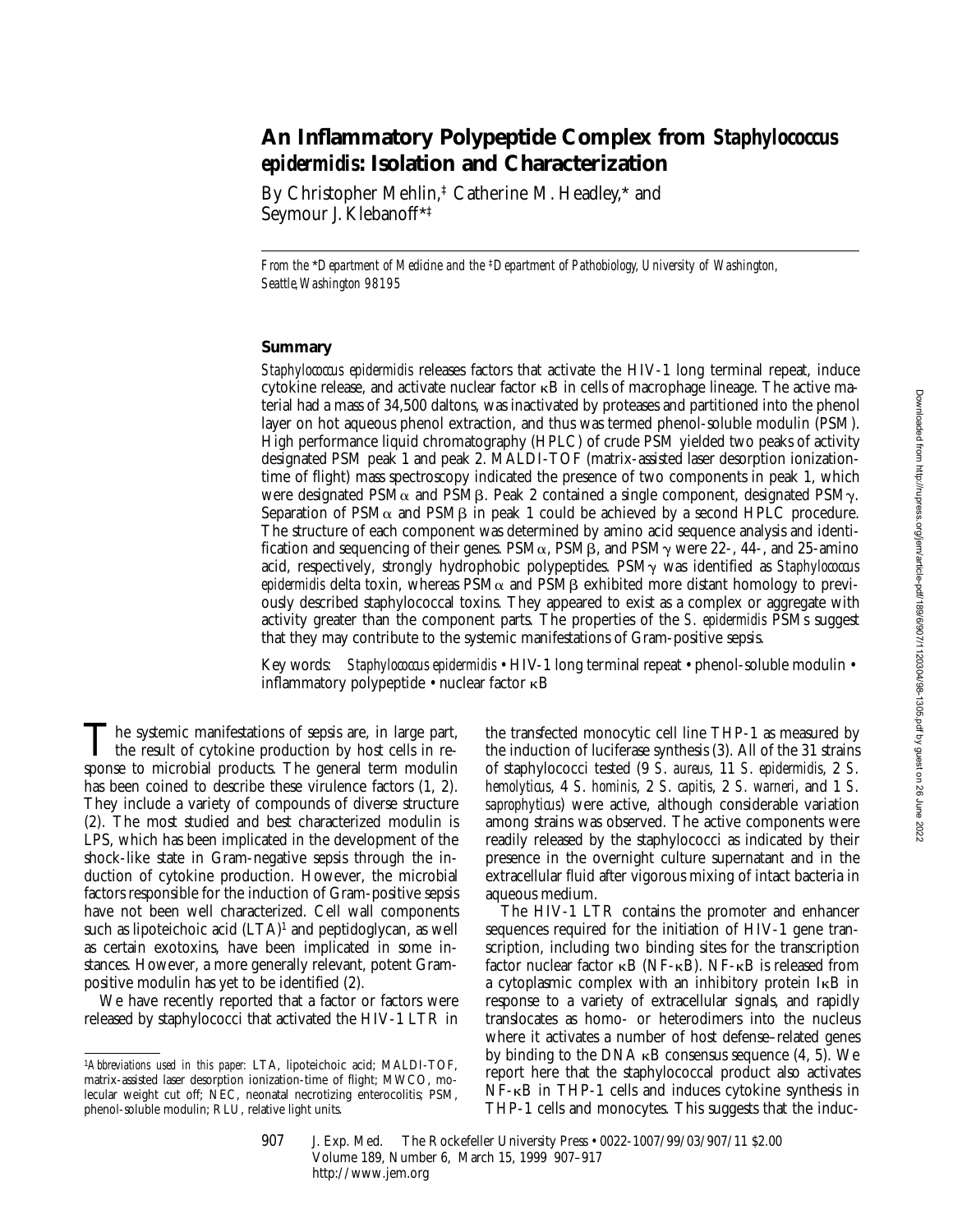# An Inflammatory Polypeptide Complex from *Staphylococcus epidermidis*: Isolation and Characterization

By Christopher Mehlin,[‡] Catherine M. Headley,[*] and Seymour J. Klebanoff[*‡]

*From the* [*]*Department of Medicine and the* [‡]*Department of Pathobiology, University of Washington, Seattle, Washington 98195*

## Summary

*Staphylococcus epidermidis* releases factors that activate the HIV-1 long terminal repeat, induce cytokine release, and activate nuclear factor κB in cells of macrophage lineage. The active material had a mass of 34,500 daltons, was inactivated by proteases and partitioned into the phenol layer on hot aqueous phenol extraction, and thus was termed phenol-soluble modulin (PSM). High performance liquid chromatography (HPLC) of crude PSM yielded two peaks of activity designated PSM peak 1 and peak 2. MALDI-TOF (matrix-assisted laser desorption ionization-time of flight) mass spectroscopy indicated the presence of two components in peak 1, which were designated PSMα and PSMβ. Peak 2 contained a single component, designated PSMγ. Separation of PSMα and PSMβ in peak 1 could be achieved by a second HPLC procedure. The structure of each component was determined by amino acid sequence analysis and identification and sequencing of their genes. PSMα, PSMβ, and PSMγ were 22-, 44-, and 25-amino acid, respectively, strongly hydrophobic polypeptides. PSMγ was identified as *Staphylococcus epidermidis* delta toxin, whereas PSMα and PSMβ exhibited more distant homology to previously described staphylococcal toxins. They appeared to exist as a complex or aggregate with activity greater than the component parts. The properties of the *S. epidermidis* PSMs suggest that they may contribute to the systemic manifestations of Gram-positive sepsis.

Key words: *Staphylococcus epidermidis* • HIV-1 long terminal repeat • phenol-soluble modulin • inflammatory polypeptide • nuclear factor κB

The systemic manifestations of sepsis are, in large part, the result of cytokine production by host cells in response to microbial products. The general term modulin has been coined to describe these virulence factors (1, 2). They include a variety of compounds of diverse structure (2). The most studied and best characterized modulin is LPS, which has been implicated in the development of the shock-like state in Gram-negative sepsis through the induction of cytokine production. However, the microbial factors responsible for the induction of Gram-positive sepsis have not been well characterized. Cell wall components such as lipoteichoic acid (LTA)[1] and peptidoglycan, as well as certain exotoxins, have been implicated in some instances. However, a more generally relevant, potent Gram-positive modulin has yet to be identified (2).

We have recently reported that a factor or factors were released by staphylococci that activated the HIV-1 LTR in the transfected monocytic cell line THP-1 as measured by the induction of luciferase synthesis (3). All of the 31 strains of staphylococci tested (9 *S. aureus*, 11 *S. epidermidis*, 2 *S. hemolyticus*, 4 *S. hominis*, 2 *S. capitis*, 2 *S. warneri*, and 1 *S. saprophyticus*) were active, although considerable variation among strains was observed. The active components were readily released by the staphylococci as indicated by their presence in the overnight culture supernatant and in the extracellular fluid after vigorous mixing of intact bacteria in aqueous medium.

The HIV-1 LTR contains the promoter and enhancer sequences required for the initiation of HIV-1 gene transcription, including two binding sites for the transcription factor nuclear factor κB (NF-κB). NF-κB is released from a cytoplasmic complex with an inhibitory protein IκB in response to a variety of extracellular signals, and rapidly translocates as homo- or heterodimers into the nucleus where it activates a number of host defense–related genes by binding to the DNA κB consensus sequence (4, 5). We report here that the staphylococcal product also activates NF-κB in THP-1 cells and induces cytokine synthesis in THP-1 cells and monocytes. This suggests that the induc-

[1]*Abbreviations used in this paper:* LTA, lipoteichoic acid; MALDI-TOF, matrix-assisted laser desorption ionization-time of flight; MWCO, molecular weight cut off; NEC, neonatal necrotizing enterocolitis; PSM, phenol-soluble modulin; RLU, relative light units.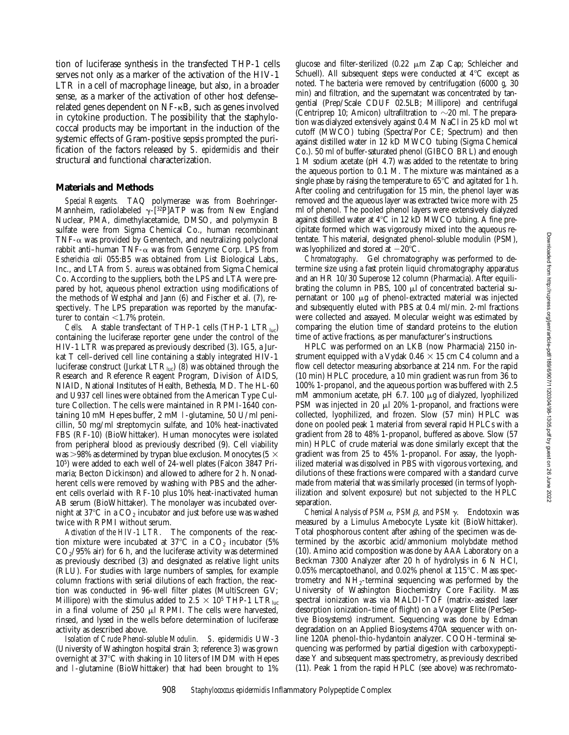tion of luciferase synthesis in the transfected THP-1 cells serves not only as a marker of the activation of the HIV-1 LTR in a cell of macrophage lineage, but also, in a broader sense, as a marker of the activation of other host defense–related genes dependent on NF-κB, such as genes involved in cytokine production. The possibility that the staphylococcal products may be important in the induction of the systemic effects of Gram-positive sepsis prompted the purification of the factors released by *S. epidermidis* and their structural and functional characterization.

## Materials and Methods

*Special Reagents.* TAQ polymerase was from Boehringer-Mannheim, radiolabeled γ-[$^{32}$P]ATP was from New England Nuclear, PMA, dimethylacetamide, DMSO, and polymyxin B sulfate were from Sigma Chemical Co., human recombinant TNF-α was provided by Genentech, and neutralizing polyclonal rabbit anti–human TNF-α was from Genzyme Corp. LPS from *Escherichia coli* 055:B5 was obtained from List Biological Labs., Inc., and LTA from *S. aureus* was obtained from Sigma Chemical Co. According to the suppliers, both the LPS and LTA were prepared by hot, aqueous phenol extraction using modifications of the methods of Westphal and Jann (6) and Fischer et al. (7), respectively. The LPS preparation was reported by the manufacturer to contain <1.7% protein.

*Cells.* A stable transfectant of THP-1 cells (THP-1 $LTR_{luc}$) containing the luciferase reporter gene under the control of the HIV-1 LTR was prepared as previously described (3). IG5, a Jurkat T cell–derived cell line containing a stably integrated HIV-1 luciferase construct (Jurkat $LTR_{luc}$) (8) was obtained through the Research and Reference Reagent Program, Division of AIDS, NIAID, National Institutes of Health, Bethesda, MD. The HL-60 and U937 cell lines were obtained from the American Type Culture Collection. The cells were maintained in RPMI-1640 containing 10 mM Hepes buffer, 2 mM l-glutamine, 50 U/ml penicillin, 50 mg/ml streptomycin sulfate, and 10% heat-inactivated FBS (RF-10) (BioWhittaker). Human monocytes were isolated from peripheral blood as previously described (9). Cell viability was >98% as determined by trypan blue exclusion. Monocytes ($5 \times 10^5$) were added to each well of 24-well plates (Falcon 3847 Primaria; Becton Dickinson) and allowed to adhere for 2 h. Nonadherent cells were removed by washing with PBS and the adherent cells overlaid with RF-10 plus 10% heat-inactivated human AB serum (BioWhittaker). The monolayer was incubated overnight at 37°C in a $CO_2$ incubator and just before use was washed twice with RPMI without serum.

*Activation of the HIV-1 LTR.* The components of the reaction mixture were incubated at 37°C in a $CO_2$ incubator (5% $CO_2$/95% air) for 6 h, and the luciferase activity was determined as previously described (3) and designated as relative light units (RLU). For studies with large numbers of samples, for example column fractions with serial dilutions of each fraction, the reaction was conducted in 96-well filter plates (MultiScreen GV; Millipore) with the stimulus added to $2.5 \times 10^5$ THP-1 $LTR_{luc}$ in a final volume of 250 μl RPMI. The cells were harvested, rinsed, and lysed in the wells before determination of luciferase activity as described above.

*Isolation of Crude Phenol-soluble Modulin.* *S. epidermidis* UW-3 (University of Washington hospital strain 3; reference 3) was grown overnight at 37°C with shaking in 10 liters of IMDM with Hepes and l-glutamine (BioWhittaker) that had been brought to 1% glucose and filter-sterilized (0.22 μm Zap Cap; Schleicher and Schuell). All subsequent steps were conducted at 4°C except as noted. The bacteria were removed by centrifugation (6000 *g*, 30 min) and filtration, and the supernatant was concentrated by tangential (Prep/Scale CDUF 02.5LB; Millipore) and centrifugal (Centriprep 10; Amicon) ultrafiltration to ~20 ml. The preparation was dialyzed extensively against 0.4 M NaCl in 25 kD mol wt cutoff (MWCO) tubing (Spectra/Por CE; Spectrum) and then against distilled water in 12 kD MWCO tubing (Sigma Chemical Co.). 50 ml of buffer-saturated phenol (GIBCO BRL) and enough 1 M sodium acetate (pH 4.7) was added to the retentate to bring the aqueous portion to 0.1 M. The mixture was maintained as a single phase by raising the temperature to 65°C and agitated for 1 h. After cooling and centrifugation for 15 min, the phenol layer was removed and the aqueous layer was extracted twice more with 25 ml of phenol. The pooled phenol layers were extensively dialyzed against distilled water at 4°C in 12 kD MWCO tubing. A fine precipitate formed which was vigorously mixed into the aqueous retentate. This material, designated phenol-soluble modulin (PSM), was lyophilized and stored at −20°C.

*Chromatography.* Gel chromatography was performed to determine size using a fast protein liquid chromatography apparatus and an HR 10/30 Superose 12 column (Pharmacia). After equilibrating the column in PBS, 100 μl of concentrated bacterial supernatant or 100 μg of phenol-extracted material was injected and subsequently eluted with PBS at 0.4 ml/min. 2-ml fractions were collected and assayed. Molecular weight was estimated by comparing the elution time of standard proteins to the elution time of active fractions, as per manufacturer's instructions.

HPLC was performed on an LKB (now Pharmacia) 2150 instrument equipped with a Vydak 0.46 × 15 cm C4 column and a flow cell detector measuring absorbance at 214 nm. For the rapid (10 min) HPLC procedure, a 10 min gradient was run from 36 to 100% 1-propanol, and the aqueous portion was buffered with 2.5 mM ammonium acetate, pH 6.7. 100 μg of dialyzed, lyophilized PSM was injected in 20 μl 20% 1-propanol, and fractions were collected, lyophilized, and frozen. Slow (57 min) HPLC was done on pooled peak 1 material from several rapid HPLCs with a gradient from 28 to 48% 1-propanol, buffered as above. Slow (57 min) HPLC of crude material was done similarly except that the gradient was from 25 to 45% 1-propanol. For assay, the lyophilized material was dissolved in PBS with vigorous vortexing, and dilutions of these fractions were compared with a standard curve made from material that was similarly processed (in terms of lyophilization and solvent exposure) but not subjected to the HPLC separation.

*Chemical Analysis of PSMα, PSMβ, and PSMγ.* Endotoxin was measured by a Limulus Amebocyte Lysate kit (BioWhittaker). Total phosphorous content after ashing of the specimen was determined by the ascorbic acid/ammonium molybdate method (10). Amino acid composition was done by AAA Laboratory on a Beckman 7300 Analyzer after 20 h of hydrolysis in 6 N HCl, 0.05% mercaptoethanol, and 0.02% phenol at 115°C. Mass spectrometry and $NH_2$-terminal sequencing was performed by the University of Washington Biochemistry Core Facility. Mass spectral ionization was via MALDI-TOF (matrix-assisted laser desorption ionization–time of flight) on a Voyager Elite (PerSeptive Biosystems) instrument. Sequencing was done by Edman degradation on an Applied Biosystems 470A sequencer with online 120A phenol-thio-hydantoin analyzer. COOH-terminal sequencing was performed by partial digestion with carboxypeptidase Y and subsequent mass spectrometry, as previously described (11). Peak 1 from the rapid HPLC (see above) was rechromato-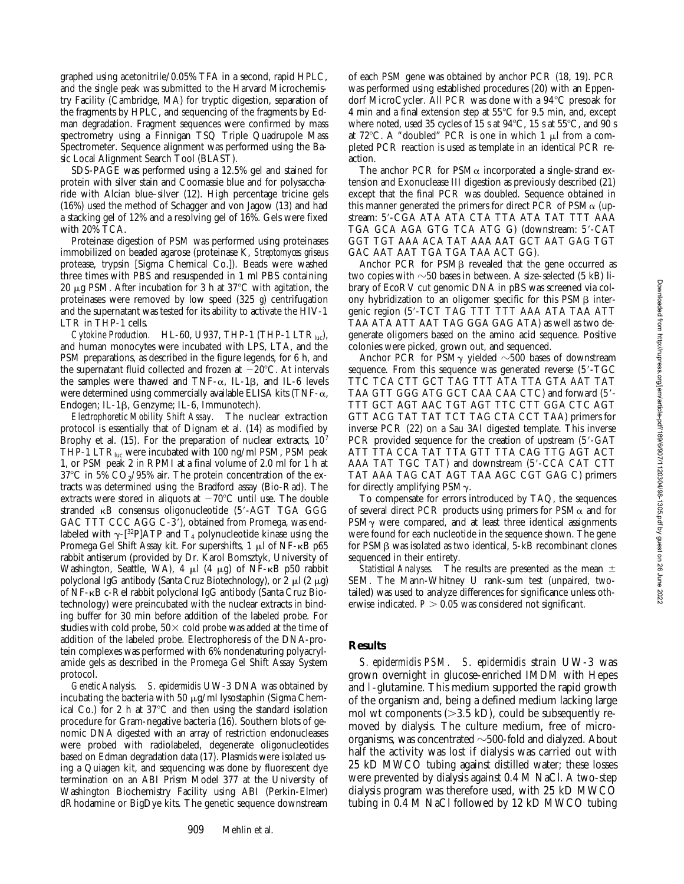graphed using acetonitrile/0.05% TFA in a second, rapid HPLC, and the single peak was submitted to the Harvard Microchemistry Facility (Cambridge, MA) for tryptic digestion, separation of the fragments by HPLC, and sequencing of the fragments by Edman degradation. Fragment sequences were confirmed by mass spectrometry using a Finnigan TSQ Triple Quadrupole Mass Spectrometer. Sequence alignment was performed using the Basic Local Alignment Search Tool (BLAST).

SDS-PAGE was performed using a 12.5% gel and stained for protein with silver stain and Coomassie blue and for polysaccharide with Alcian blue–silver (12). High percentage tricine gels (16%) used the method of Schagger and von Jagow (13) and had a stacking gel of 12% and a resolving gel of 16%. Gels were fixed with 20% TCA.

Proteinase digestion of PSM was performed using proteinases immobilized on beaded agarose (proteinase K, *Streptomyces griseus* protease, trypsin [Sigma Chemical Co.]). Beads were washed three times with PBS and resuspended in 1 ml PBS containing 20 μg PSM. After incubation for 3 h at 37°C with agitation, the proteinases were removed by low speed (325 *g*) centrifugation and the supernatant was tested for its ability to activate the HIV-1 LTR in THP-1 cells.

*Cytokine Production.* HL-60, U937, THP-1 (THP-1 $LTR_{luc}$), and human monocytes were incubated with LPS, LTA, and the PSM preparations, as described in the figure legends, for 6 h, and the supernatant fluid collected and frozen at −20°C. At intervals the samples were thawed and TNF-α, IL-1β, and IL-6 levels were determined using commercially available ELISA kits (TNF-α, Endogen; IL-1β, Genzyme; IL-6, Immunotech).

*Electrophoretic Mobility Shift Assay.* The nuclear extraction protocol is essentially that of Dignam et al. (14) as modified by Brophy et al. (15). For the preparation of nuclear extracts, $10^7$ THP-1 $LTR_{luc}$ were incubated with 100 ng/ml PSM, PSM peak 1, or PSM peak 2 in RPMI at a final volume of 2.0 ml for 1 h at 37°C in 5% $CO_2$/95% air. The protein concentration of the extracts was determined using the Bradford assay (Bio-Rad). The extracts were stored in aliquots at −70°C until use. The double stranded κB consensus oligonucleotide (5′-AGT TGA GGG GAC TTT CCC AGG C-3′), obtained from Promega, was end-labeled with γ-[$^{32}$P]ATP and $T_4$ polynucleotide kinase using the Promega Gel Shift Assay kit. For supershifts, 1 μl of NF-κB p65 rabbit antiserum (provided by Dr. Karol Bomsztyk, University of Washington, Seattle, WA), 4 μl (4 μg) of NF-κB p50 rabbit polyclonal IgG antibody (Santa Cruz Biotechnology), or 2 μl (2 μg) of NF-κB c-Rel rabbit polyclonal IgG antibody (Santa Cruz Biotechnology) were preincubated with the nuclear extracts in binding buffer for 30 min before addition of the labeled probe. For studies with cold probe, 50× cold probe was added at the time of addition of the labeled probe. Electrophoresis of the DNA-protein complexes was performed with 6% nondenaturing polyacrylamide gels as described in the Promega Gel Shift Assay System protocol.

*Genetic Analysis.* *S. epidermidis* UW-3 DNA was obtained by incubating the bacteria with 50 μg/ml lysostaphin (Sigma Chemical Co.) for 2 h at 37°C and then using the standard isolation procedure for Gram-negative bacteria (16). Southern blots of genomic DNA digested with an array of restriction endonucleases were probed with radiolabeled, degenerate oligonucleotides based on Edman degradation data (17). Plasmids were isolated using a Quiagen kit, and sequencing was done by fluorescent dye termination on an ABI Prism Model 377 at the University of Washington Biochemistry Facility using ABI (Perkin-Elmer) dRhodamine or BigDye kits. The genetic sequence downstream of each PSM gene was obtained by anchor PCR (18, 19). PCR was performed using established procedures (20) with an Eppendorf MicroCycler. All PCR was done with a 94°C presoak for 4 min and a final extension step at 55°C for 9.5 min, and, except where noted, used 35 cycles of 15 s at 94°C, 15 s at 55°C, and 90 s at 72°C. A "doubled" PCR is one in which 1 μl from a completed PCR reaction is used as template in an identical PCR reaction.

The anchor PCR for PSMα incorporated a single-strand extension and Exonuclease III digestion as previously described (21) except that the final PCR was doubled. Sequence obtained in this manner generated the primers for direct PCR of PSMα (upstream: 5′-CGA ATA ATA CTA TTA ATA TAT TTT AAA TGA GCA AGA GTG TCA ATG G) (downstream: 5′-CAT GGT TGT AAA ACA TAT AAA AAT GCT AAT GAG TGT GAC AAT AAT TGA TGA TAA ACT GG).

Anchor PCR for PSMβ revealed that the gene occurred as two copies with ∼50 bases in between. A size-selected (5 kB) library of EcoRV cut genomic DNA in pBS was screened via colony hybridization to an oligomer specific for this PSMβ intergenic region (5′-TCT TAG TTT TTT AAA ATA TAA ATT TAA ATA ATT AAT TAG GGA GAG ATA) as well as two degenerate oligomers based on the amino acid sequence. Positive colonies were picked, grown out, and sequenced.

Anchor PCR for PSMγ yielded ∼500 bases of downstream sequence. From this sequence was generated reverse (5′-TGC TTC TCA CTT GCT TAG TTT ATA TTA GTA AAT TAT TAA GTT GGG ATG GCT CAA CAA CTC) and forward (5′-TTT GCT AGT AAC TGT AGT TTC CTT GGA CTC AGT GTT ACG TAT TAT TCT TAG CTA CCT TAA) primers for inverse PCR (22) on a Sau 3AI digested template. This inverse PCR provided sequence for the creation of upstream (5′-GAT ATT TTA CCA TAT TTA GTT TTA CAG TTG AGT ACT AAA TAT TGC TAT) and downstream (5′-CCA CAT CTT TAT AAA TAG CAT AGT TAA AGC CGT GAG C) primers for directly amplifying PSMγ.

To compensate for errors introduced by TAQ, the sequences of several direct PCR products using primers for PSMα and for PSMγ were compared, and at least three identical assignments were found for each nucleotide in the sequence shown. The gene for PSMβ was isolated as two identical, 5-kB recombinant clones sequenced in their entirety.

*Statistical Analyses.* The results are presented as the mean ± SEM. The Mann-Whitney U rank-sum test (unpaired, two-tailed) was used to analyze differences for significance unless otherwise indicated. $P > 0.05$ was considered not significant.

## Results

*S. epidermidis PSM.* *S. epidermidis* strain UW-3 was grown overnight in glucose-enriched IMDM with Hepes and l-glutamine. This medium supported the rapid growth of the organism and, being a defined medium lacking large mol wt components (>3.5 kD), could be subsequently removed by dialysis. The culture medium, free of microorganisms, was concentrated ∼500-fold and dialyzed. About half the activity was lost if dialysis was carried out with 25 kD MWCO tubing against distilled water; these losses were prevented by dialysis against 0.4 M NaCl. A two-step dialysis program was therefore used, with 25 kD MWCO tubing in 0.4 M NaCl followed by 12 kD MWCO tubing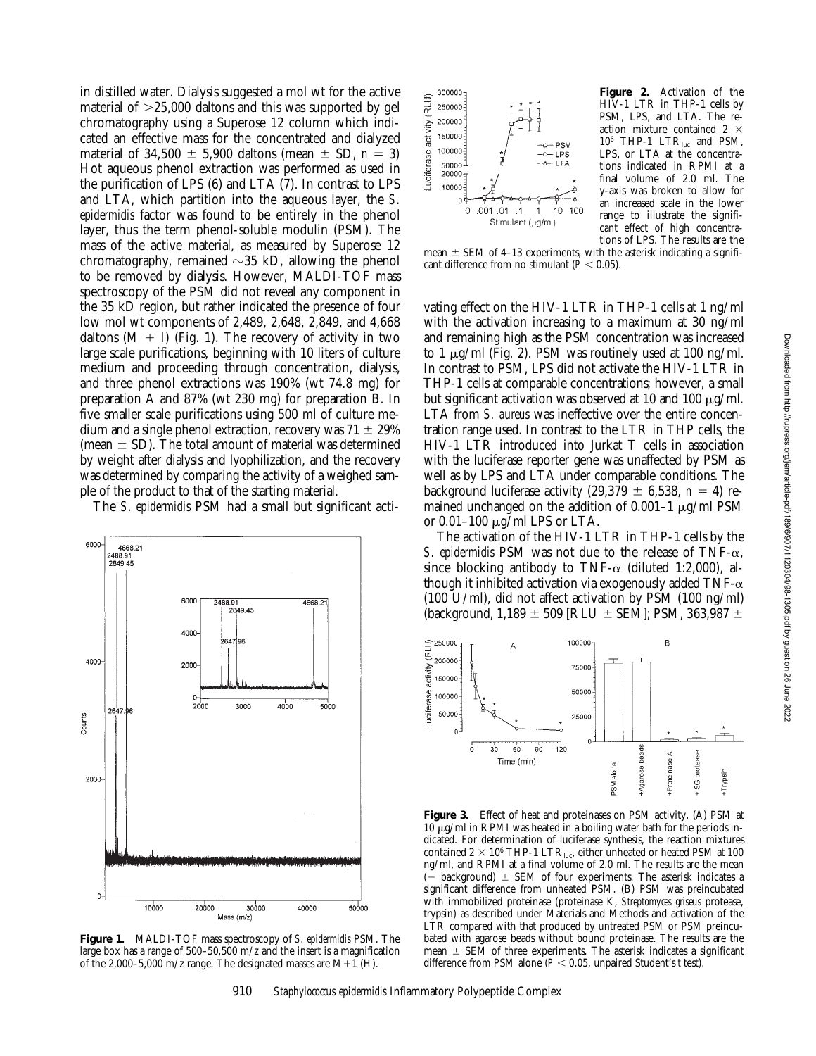in distilled water. Dialysis suggested a mol wt for the active material of >25,000 daltons and this was supported by gel chromatography using a Superose 12 column which indicated an effective mass for the concentrated and dialyzed material of 34,500 ± 5,900 daltons (mean ± SD, $n = 3$) Hot aqueous phenol extraction was performed as used in the purification of LPS (6) and LTA (7). In contrast to LPS and LTA, which partition into the aqueous layer, the *S. epidermidis* factor was found to be entirely in the phenol layer, thus the term phenol-soluble modulin (PSM). The mass of the active material, as measured by Superose 12 chromatography, remained ~35 kD, allowing the phenol to be removed by dialysis. However, MALDI-TOF mass spectroscopy of the PSM did not reveal any component in the 35 kD region, but rather indicated the presence of four low mol wt components of 2,489, 2,648, 2,849, and 4,668 daltons (M + I) (Fig. 1). The recovery of activity in two large scale purifications, beginning with 10 liters of culture medium and proceeding through concentration, dialysis, and three phenol extractions was 190% (wt 74.8 mg) for preparation A and 87% (wt 230 mg) for preparation B. In five smaller scale purifications using 500 ml of culture medium and a single phenol extraction, recovery was 71 ± 29% (mean ± SD). The total amount of material was determined by weight after dialysis and lyophilization, and the recovery was determined by comparing the activity of a weighed sample of the product to that of the starting material.

The *S. epidermidis* PSM had a small but significant activating effect on the HIV-1 LTR in THP-1 cells at 1 ng/ml with the activation increasing to a maximum at 30 ng/ml and remaining high as the PSM concentration was increased to 1 μg/ml (Fig. 2). PSM was routinely used at 100 ng/ml. In contrast to PSM, LPS did not activate the HIV-1 LTR in THP-1 cells at comparable concentrations; however, a small but significant activation was observed at 10 and 100 μg/ml. LTA from *S. aureus* was ineffective over the entire concentration range used. In contrast to the LTR in THP cells, the HIV-1 LTR introduced into Jurkat T cells in association with the luciferase reporter gene was unaffected by PSM as well as by LPS and LTA under comparable conditions. The background luciferase activity (29,379 ± 6,538, $n = 4$) remained unchanged on the addition of 0.001–1 μg/ml PSM or 0.01–100 μg/ml LPS or LTA.

The activation of the HIV-1 LTR in THP-1 cells by the *S. epidermidis* PSM was not due to the release of TNF-α, since blocking antibody to TNF-α (diluted 1:2,000), although it inhibited activation via exogenously added TNF-α (100 U/ml), did not affect activation by PSM (100 ng/ml) (background, 1,189 ± 509 [RLU ± SEM]; PSM, 363,987 ±

**Figure 1.** MALDI-TOF mass spectroscopy of *S. epidermidis* PSM. The large box has a range of 500–50,500 m/z and the insert is a magnification of the 2,000–5,000 m/z range. The designated masses are M+1 (H).

**Figure 2.** Activation of the HIV-1 LTR in THP-1 cells by PSM, LPS, and LTA. The reaction mixture contained 2 × $10^6$ THP-1 $LTR_{luc}$ and PSM, LPS, or LTA at the concentrations indicated in RPMI at a final volume of 2.0 ml. The y-axis was broken to allow for an increased scale in the lower range to illustrate the significant effect of high concentrations of LPS. The results are the mean ± SEM of 4–13 experiments, with the asterisk indicating a significant difference from no stimulant ($P < 0.05$).

**Figure 3.** Effect of heat and proteinases on PSM activity. (A) PSM at 10 μg/ml in RPMI was heated in a boiling water bath for the periods indicated. For determination of luciferase synthesis, the reaction mixtures contained 2 × $10^6$ THP-1 $LTR_{luc}$, either unheated or heated PSM at 100 ng/ml, and RPMI at a final volume of 2.0 ml. The results are the mean (− background) ± SEM of four experiments. The asterisk indicates a significant difference from unheated PSM. (B) PSM was preincubated with immobilized proteinase (proteinase K, *Streptomyces griseus* protease, trypsin) as described under Materials and Methods and activation of the LTR compared with that produced by untreated PSM or PSM preincubated with agarose beads without bound proteinase. The results are the mean ± SEM of three experiments. The asterisk indicates a significant difference from PSM alone ($P < 0.05$, unpaired Student's *t* test).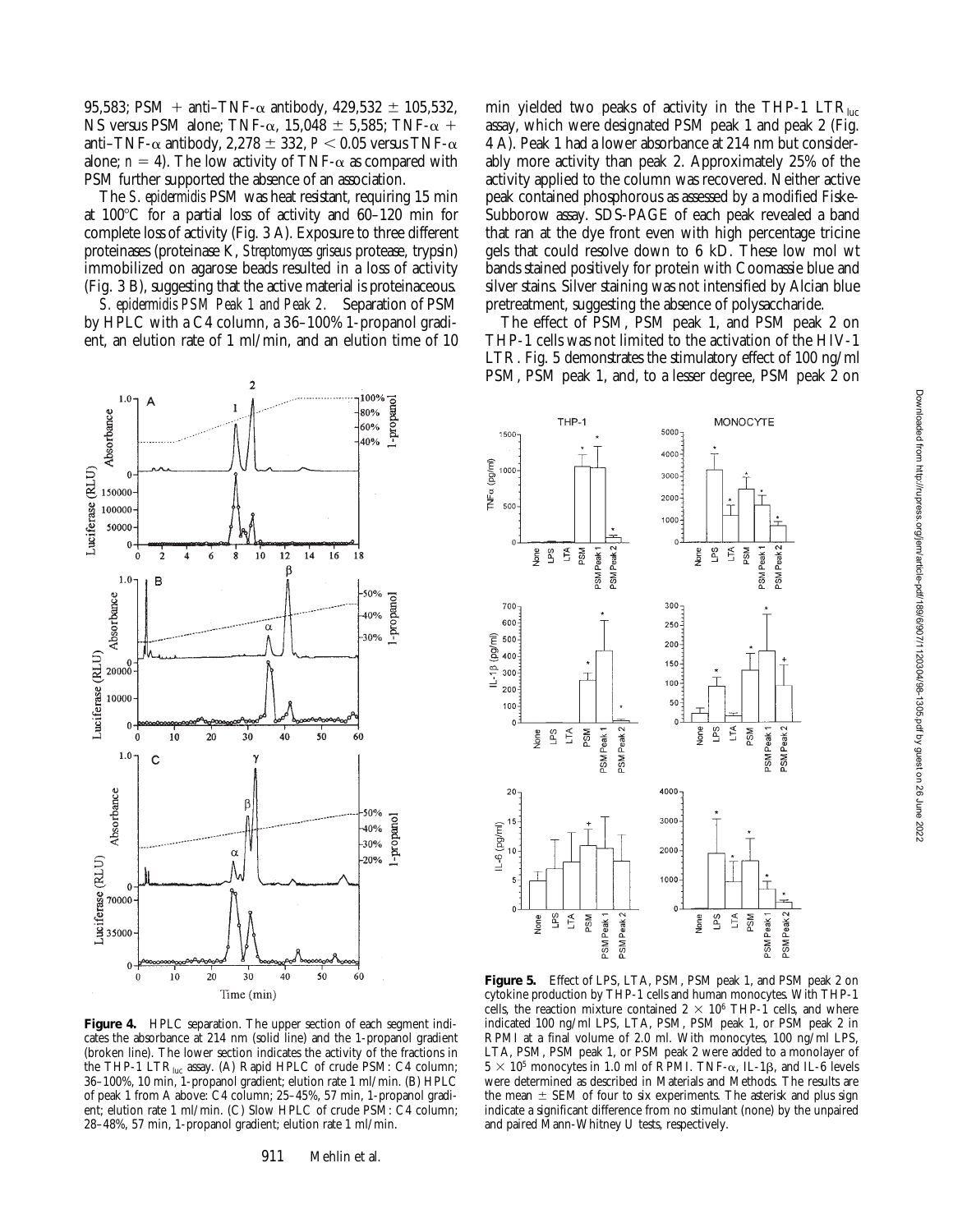95,583; PSM + anti–TNF-α antibody, 429,532 ± 105,532, NS versus PSM alone; TNF-α, 15,048 ± 5,585; TNF-α + anti–TNF-α antibody, 2,278 ± 332, $P < 0.05$ versus TNF-α alone; $n = 4$). The low activity of TNF-α as compared with PSM further supported the absence of an association.

The *S. epidermidis* PSM was heat resistant, requiring 15 min at 100°C for a partial loss of activity and 60–120 min for complete loss of activity (Fig. 3 A). Exposure to three different proteinases (proteinase K, *Streptomyces griseus* protease, trypsin) immobilized on agarose beads resulted in a loss of activity (Fig. 3 B), suggesting that the active material is proteinaceous.

*S. epidermidis PSM Peak 1 and Peak 2.* Separation of PSM by HPLC with a C4 column, a 36–100% 1-propanol gradient, an elution rate of 1 ml/min, and an elution time of 10 min yielded two peaks of activity in the THP-1 $LTR_{luc}$ assay, which were designated PSM peak 1 and peak 2 (Fig. 4 A). Peak 1 had a lower absorbance at 214 nm but considerably more activity than peak 2. Approximately 25% of the activity applied to the column was recovered. Neither active peak contained phosphorous as assessed by a modified Fiske-Subborow assay. SDS-PAGE of each peak revealed a band that ran at the dye front even with high percentage tricine gels that could resolve down to 6 kD. These low mol wt bands stained positively for protein with Coomassie blue and silver stains. Silver staining was not intensified by Alcian blue pretreatment, suggesting the absence of polysaccharide.

The effect of PSM, PSM peak 1, and PSM peak 2 on THP-1 cells was not limited to the activation of the HIV-1 LTR. Fig. 5 demonstrates the stimulatory effect of 100 ng/ml PSM, PSM peak 1, and, to a lesser degree, PSM peak 2 on

**Figure 4.** HPLC separation. The upper section of each segment indicates the absorbance at 214 nm (solid line) and the 1-propanol gradient (broken line). The lower section indicates the activity of the fractions in the THP-1 $LTR_{luc}$ assay. (A) Rapid HPLC of crude PSM: C4 column; 36–100%, 10 min, 1-propanol gradient; elution rate 1 ml/min. (B) HPLC of peak 1 from A above: C4 column; 25–45%, 57 min, 1-propanol gradient; elution rate 1 ml/min. (C) Slow HPLC of crude PSM: C4 column; 28–48%, 57 min, 1-propanol gradient; elution rate 1 ml/min.

**Figure 5.** Effect of LPS, LTA, PSM, PSM peak 1, and PSM peak 2 on cytokine production by THP-1 cells and human monocytes. With THP-1 cells, the reaction mixture contained $2 \times 10^6$ THP-1 cells, and where indicated 100 ng/ml LPS, LTA, PSM, PSM peak 1, or PSM peak 2 in RPMI at a final volume of 2.0 ml. With monocytes, 100 ng/ml LPS, LTA, PSM, PSM peak 1, or PSM peak 2 were added to a monolayer of $5 \times 10^5$ monocytes in 1.0 ml of RPMI. TNF-α, IL-1β, and IL-6 levels were determined as described in Materials and Methods. The results are the mean ± SEM of four to six experiments. The asterisk and plus sign indicate a significant difference from no stimulant (none) by the unpaired and paired Mann-Whitney U tests, respectively.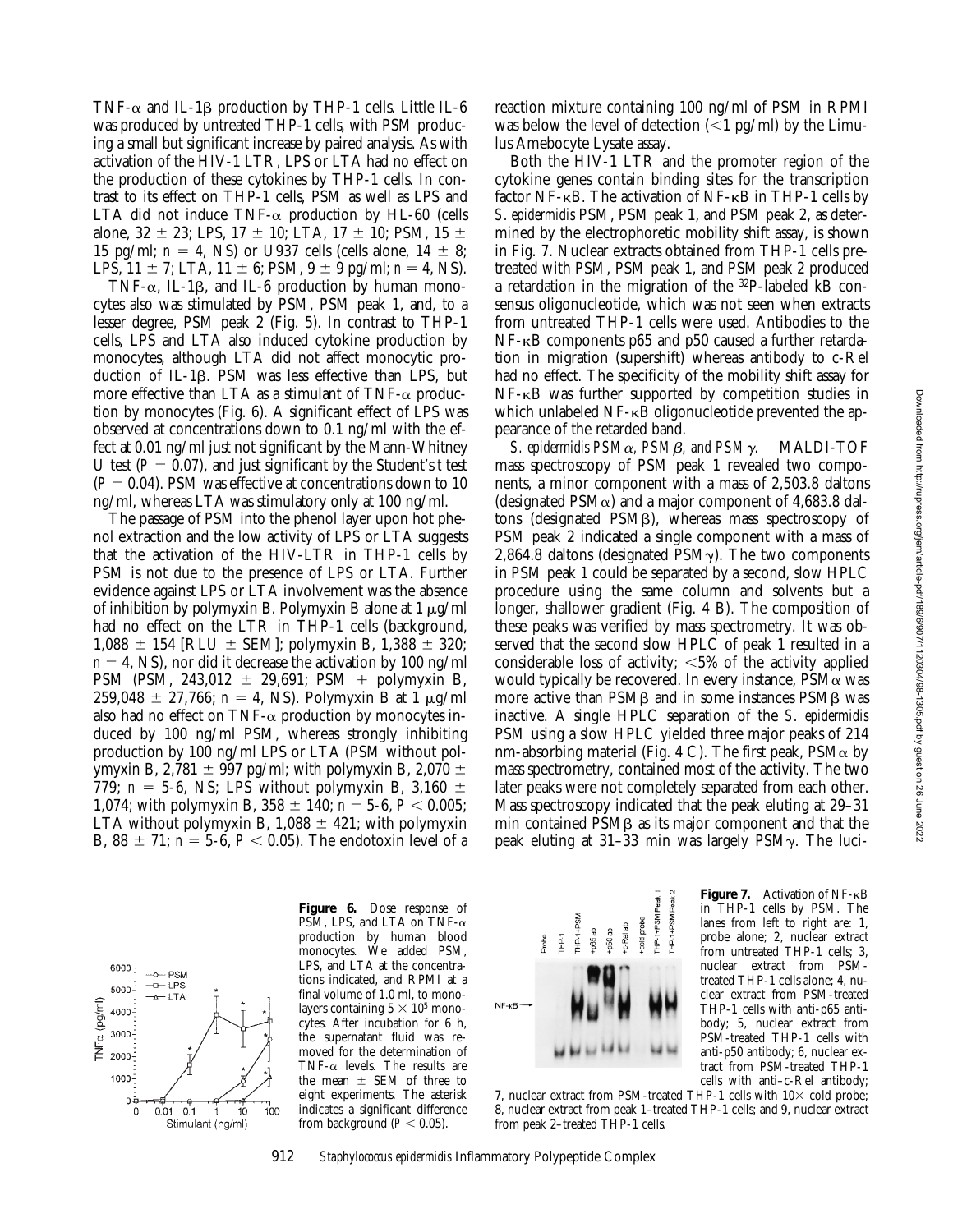TNF-α and IL-1β production by THP-1 cells. Little IL-6 was produced by untreated THP-1 cells, with PSM producing a small but significant increase by paired analysis. As with activation of the HIV-1 LTR, LPS or LTA had no effect on the production of these cytokines by THP-1 cells. In contrast to its effect on THP-1 cells, PSM as well as LPS and LTA did not induce TNF-α production by HL-60 (cells alone, 32 ± 23; LPS, 17 ± 10; LTA, 17 ± 10; PSM, 15 ± 15 pg/ml; $n = 4$, NS) or U937 cells (cells alone, 14 ± 8; LPS, 11 ± 7; LTA, 11 ± 6; PSM, 9 ± 9 pg/ml; $n = 4$, NS).

TNF-α, IL-1β, and IL-6 production by human monocytes also was stimulated by PSM, PSM peak 1, and, to a lesser degree, PSM peak 2 (Fig. 5). In contrast to THP-1 cells, LPS and LTA also induced cytokine production by monocytes, although LTA did not affect monocytic production of IL-1β. PSM was less effective than LPS, but more effective than LTA as a stimulant of TNF-α production by monocytes (Fig. 6). A significant effect of LPS was observed at concentrations down to 0.1 ng/ml with the effect at 0.01 ng/ml just not significant by the Mann-Whitney U test ($P = 0.07$), and just significant by the Student's *t* test ($P = 0.04$). PSM was effective at concentrations down to 10 ng/ml, whereas LTA was stimulatory only at 100 ng/ml.

The passage of PSM into the phenol layer upon hot phenol extraction and the low activity of LPS or LTA suggests that the activation of the HIV-LTR in THP-1 cells by PSM is not due to the presence of LPS or LTA. Further evidence against LPS or LTA involvement was the absence of inhibition by polymyxin B. Polymyxin B alone at 1 μg/ml had no effect on the LTR in THP-1 cells (background, 1,088 ± 154 [RLU ± SEM]; polymyxin B, 1,388 ± 320; $n = 4$, NS), nor did it decrease the activation by 100 ng/ml PSM (PSM, 243,012 ± 29,691; PSM + polymyxin B, 259,048 ± 27,766; $n = 4$, NS). Polymyxin B at 1 μg/ml also had no effect on TNF-α production by monocytes induced by 100 ng/ml PSM, whereas strongly inhibiting production by 100 ng/ml LPS or LTA (PSM without polymyxin B, 2,781 ± 997 pg/ml; with polymyxin B, 2,070 ± 779; $n = 5$-6, NS; LPS without polymyxin B, 3,160 ± 1,074; with polymyxin B, 358 ± 140; $n = 5$-6, $P < 0.005$; LTA without polymyxin B, 1,088 ± 421; with polymyxin B, 88 ± 71; $n = 5$-6, $P < 0.05$). The endotoxin level of a reaction mixture containing 100 ng/ml of PSM in RPMI was below the level of detection (<1 pg/ml) by the Limulus Amebocyte Lysate assay.

Both the HIV-1 LTR and the promoter region of the cytokine genes contain binding sites for the transcription factor NF-κB. The activation of NF-κB in THP-1 cells by *S. epidermidis* PSM, PSM peak 1, and PSM peak 2, as determined by the electrophoretic mobility shift assay, is shown in Fig. 7. Nuclear extracts obtained from THP-1 cells pretreated with PSM, PSM peak 1, and PSM peak 2 produced a retardation in the migration of the $^{32}$P-labeled kB consensus oligonucleotide, which was not seen when extracts from untreated THP-1 cells were used. Antibodies to the NF-κB components p65 and p50 caused a further retardation in migration (supershift) whereas antibody to c-Rel had no effect. The specificity of the mobility shift assay for NF-κB was further supported by competition studies in which unlabeled NF-κB oligonucleotide prevented the appearance of the retarded band.

*S. epidermidis PSMα, PSMβ, and PSMγ.* MALDI-TOF mass spectroscopy of PSM peak 1 revealed two components, a minor component with a mass of 2,503.8 daltons (designated PSMα) and a major component of 4,683.8 daltons (designated PSMβ), whereas mass spectroscopy of PSM peak 2 indicated a single component with a mass of 2,864.8 daltons (designated PSMγ). The two components in PSM peak 1 could be separated by a second, slow HPLC procedure using the same column and solvents but a longer, shallower gradient (Fig. 4 B). The composition of these peaks was verified by mass spectrometry. It was observed that the second slow HPLC of peak 1 resulted in a considerable loss of activity; <5% of the activity applied would typically be recovered. In every instance, PSMα was more active than PSMβ and in some instances PSMβ was inactive. A single HPLC separation of the *S. epidermidis* PSM using a slow HPLC yielded three major peaks of 214 nm-absorbing material (Fig. 4 C). The first peak, PSMα by mass spectrometry, contained most of the activity. The two later peaks were not completely separated from each other. Mass spectroscopy indicated that the peak eluting at 29–31 min contained PSMβ as its major component and that the peak eluting at 31–33 min was largely PSMγ. The luci-

**Figure 6.** Dose response of PSM, LPS, and LTA on TNF-α production by human blood monocytes. We added PSM, LPS, and LTA at the concentrations indicated, and RPMI at a final volume of 1.0 ml, to monolayers containing $5 \times 10^5$ monocytes. After incubation for 6 h, the supernatant fluid was removed for the determination of TNF-α levels. The results are the mean ± SEM of three to eight experiments. The asterisk indicates a significant difference from background ($P < 0.05$).

**Figure 7.** Activation of NF-κB in THP-1 cells by PSM. The lanes from left to right are: 1, probe alone; 2, nuclear extract from untreated THP-1 cells; 3, nuclear extract from PSM-treated THP-1 cells alone; 4, nuclear extract from PSM-treated THP-1 cells with anti-p65 antibody; 5, nuclear extract from PSM-treated THP-1 cells with anti-p50 antibody; 6, nuclear extract from PSM-treated THP-1 cells with anti–c-Rel antibody; 7, nuclear extract from PSM-treated THP-1 cells with 10× cold probe; 8, nuclear extract from peak 1–treated THP-1 cells; and 9, nuclear extract from peak 2–treated THP-1 cells.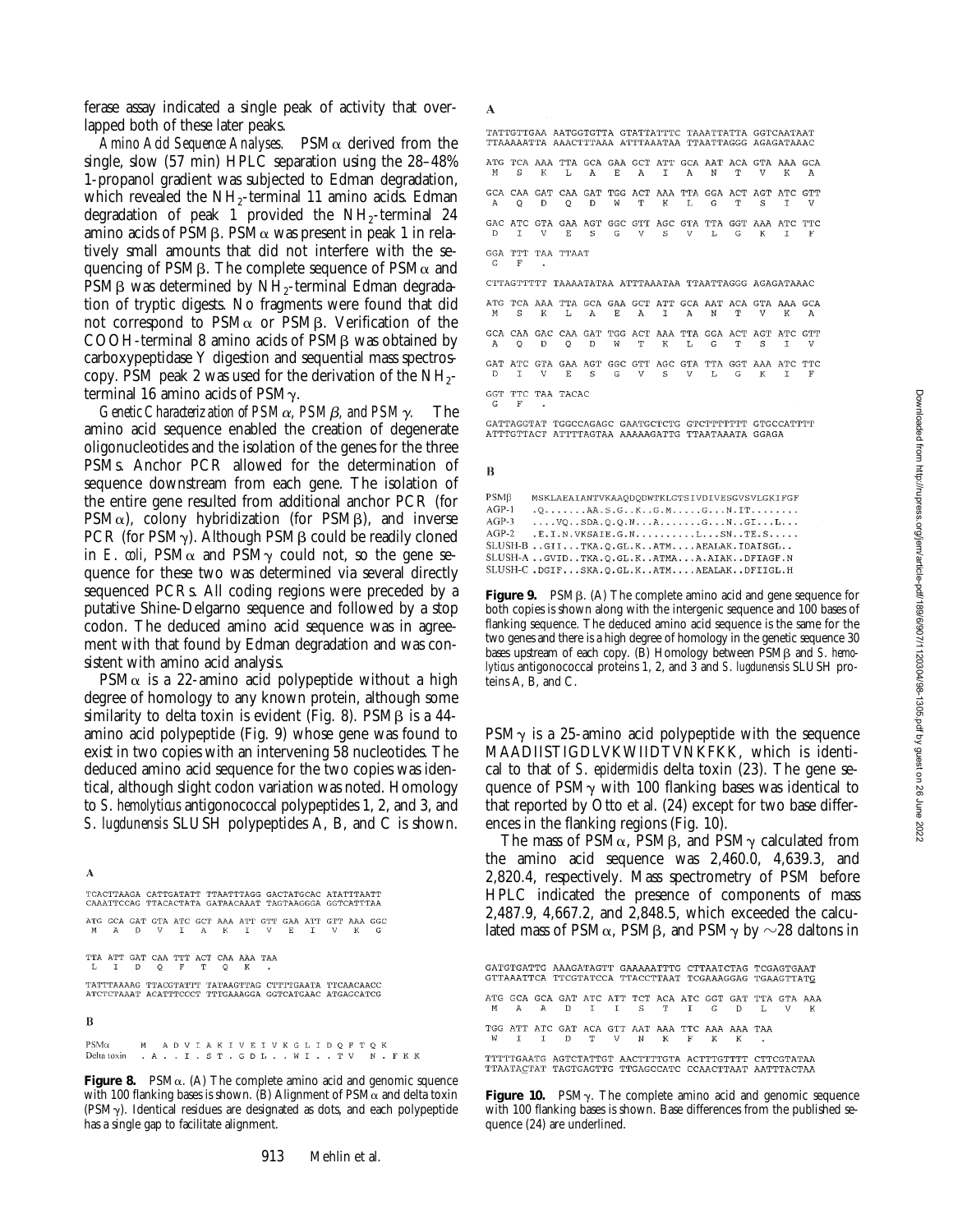ferase assay indicated a single peak of activity that overlapped both of these later peaks.

*Amino Acid Sequence Analyses.* PSMα derived from the single, slow (57 min) HPLC separation using the 28–48% 1-propanol gradient was subjected to Edman degradation, which revealed the $NH_2$-terminal 11 amino acids. Edman degradation of peak 1 provided the $NH_2$-terminal 24 amino acids of PSMβ. PSMα was present in peak 1 in relatively small amounts that did not interfere with the sequencing of PSMβ. The complete sequence of PSMα and PSMβ was determined by $NH_2$-terminal Edman degradation of tryptic digests. No fragments were found that did not correspond to PSMα or PSMβ. Verification of the COOH-terminal 8 amino acids of PSMβ was obtained by carboxypeptidase Y digestion and sequential mass spectroscopy. PSM peak 2 was used for the derivation of the $NH_2$-terminal 16 amino acids of PSMγ.

*Genetic Characterization of PSMα, PSMβ, and PSMγ.* The amino acid sequence enabled the creation of degenerate oligonucleotides and the isolation of the genes for the three PSMs. Anchor PCR allowed for the determination of sequence downstream from each gene. The isolation of the entire gene resulted from additional anchor PCR (for PSMα), colony hybridization (for PSMβ), and inverse PCR (for PSMγ). Although PSMβ could be readily cloned in *E. coli*, PSMα and PSMγ could not, so the gene sequence for these two was determined via several directly sequenced PCRs. All coding regions were preceded by a putative Shine-Delgarno sequence and followed by a stop codon. The deduced amino acid sequence was in agreement with that found by Edman degradation and was consistent with amino acid analysis.

PSMα is a 22-amino acid polypeptide without a high degree of homology to any known protein, although some similarity to delta toxin is evident (Fig. 8). PSMβ is a 44-amino acid polypeptide (Fig. 9) whose gene was found to exist in two copies with an intervening 58 nucleotides. The deduced amino acid sequence for the two copies was identical, although slight codon variation was noted. Homology to *S. hemolyticus* antigonococcal polypeptides 1, 2, and 3, and *S. lugdunensis* SLUSH polypeptides A, B, and C is shown.

**A**

```
TCACTTAAGA CATTGATATT TTAATTTAGG GACTATGCAC ATATTTAATT
CAAATTCCAG TTACACTATA GATAACAAAT TAGTAAGGGA GGTCATTTAA

ATG GCA GAT GTA ATC GCT AAA ATT GTT GAA ATT GTT AAA GGC
 M   A   D   V   I   A   K   I   V   E   I   V   K   G

TTA ATT GAT CAA TTT ACT CAA AAA TAA
 L   I   D   Q   F   T   Q   K   .

TATTTAAAAG TTACGTATTT TATAAGTTAG CTTTTGAATA TTCAACAACC
ATCTCTAAAT ACATTTCCCT TTTGAAAGGA GGTCATGAAC ATGAGCATCG
```

**B**

```
PSMα        M A D V I A K I V E I V K G L I D Q F T Q K
Delta toxin . A . . I . S T . G D L . . W I . . T V   N . F K K
```

**Figure 8.** PSMα. (A) The complete amino acid and genomic squence with 100 flanking bases is shown. (B) Alignment of PSMα and delta toxin (PSMγ). Identical residues are designated as dots, and each polypeptide has a single gap to facilitate alignment.

**A**

```
TATTGTTGAA AATGGTGTTA GTATTATTTC TAAATTATTA GGTCAATAAT
TTAAAAATTA AAACTTTAAA ATTTAAATAA TTAATTAGGG AGAGATAAAC

ATG TCA AAA TTA GCA GAA GCT ATT GCA AAT ACA GTA AAA GCA
 M   S   K   L   A   E   A   I   A   N   T   V   K   A

GCA CAA GAT CAA GAT TGG ACT AAA TTA GGA ACT AGT ATC GTT
 A   Q   D   Q   D   W   T   K   L   G   T   S   I   V

GAC ATC GTA GAA AGT GGC GTT AGC GTA TTA GGT AAA ATC TTC
 D   I   V   E   S   G   V   S   V   L   G   K   I   F

GGA TTT TAA TTAAT
 G   F   .

CTTAGTTTTT TAAAATATAA ATTTAAATAA TTAATTAGGG AGAGATAAAC

ATG TCA AAA TTA GCA GAA GCT ATT GCA AAT ACA GTA AAA GCA
 M   S   K   L   A   E   A   I   A   N   T   V   K   A

GCA CAA GAC CAA GAT TGG ACT AAA TTA GGA ACT AGT ATC GTT
 A   Q   D   Q   D   W   T   K   L   G   T   S   I   V

GAT ATC GTA GAA AGT GGC GTT AGC GTA TTA GGT AAA ATC TTC
 D   I   V   E   S   G   V   S   V   L   G   K   I   F

GGT TTC TAA TACAC
 G   F   .

GATTAGGTAT TGGCCAGAGC GAATGCTCTG GTCTTTTTTT GTGCCATTTT
ATTTGTTACT ATTTTAGTAA AAAAAGATTG TTAATAAATA GGAGA
```

**B**

```
PSMβ     MSKLAEAIANTVKAAQDQDWTKLGTSIVDIVESGVSVLGKIFGF
AGP-1    .Q.......AA.S.G..K..G.M.....G...N.IT........
AGP-3    ....VQ..SDA.Q.Q.N...A.......G...N..GI...L...
AGP-2    .E.I.N.VKSAIE.G.N..........L...SN..TE.S.....
SLUSH-B  ..GII...TKA.Q.GL.K..ATM....AEALAK.IDAISGL..
SLUSH-A  ..GVID..TKA.Q.GL.K..ATMA...A.AIAK..DFIAGF.N
SLUSH-C  .DGIF...SKA.Q.GL.K..ATM....AEALAK..DFIIGL.H
```

**Figure 9.** PSMβ. (A) The complete amino acid and gene sequence for both copies is shown along with the intergenic sequence and 100 bases of flanking sequence. The deduced amino acid sequence is the same for the two genes and there is a high degree of homology in the genetic sequence 30 bases upstream of each copy. (B) Homology between PSMβ and *S. hemolyticus* antigonococcal proteins 1, 2, and 3 and *S. lugdunensis* SLUSH proteins A, B, and C.

PSMγ is a 25-amino acid polypeptide with the sequence MAADIISTIGDLVKWIIDTVNKFKK, which is identical to that of *S. epidermidis* delta toxin (23). The gene sequence of PSMγ with 100 flanking bases was identical to that reported by Otto et al. (24) except for two base differences in the flanking regions (Fig. 10).

The mass of PSMα, PSMβ, and PSMγ calculated from the amino acid sequence was 2,460.0, 4,639.3, and 2,820.4, respectively. Mass spectrometry of PSM before HPLC indicated the presence of components of mass 2,487.9, 4,667.2, and 2,848.5, which exceeded the calculated mass of PSMα, PSMβ, and PSMγ by ~28 daltons in

```
GATGTGATTG AAAGATAGTT GAAAAATTTG CTTAATCTAG TCGAGTGAAT
GTTAAATTCA TTCGTATCCA TTACCTTAAT TCGAAAGGAG TGAAGTTATG

ATG GCA GCA GAT ATC ATT TCT ACA ATC GGT GAT TTA GTA AAA
 M   A   A   D   I   I   S   T   I   G   D   L   V   K

TGG ATT ATC GAT ACA GTT AAT AAA TTC AAA AAA TAA
 W   I   I   D   T   V   N   K   F   K   K   .

TTTTTGAATG AGTCTATTGT AACTTTTGTA ACTTTGTTTT CTTCGTATAA
TTAATACTAT TAGTGAGTTG TTGAGCCATC CCAACTTAAT AATTTACTAA
```

**Figure 10.** PSMγ. The complete amino acid and genomic sequence with 100 flanking bases is shown. Base differences from the published sequence (24) are underlined.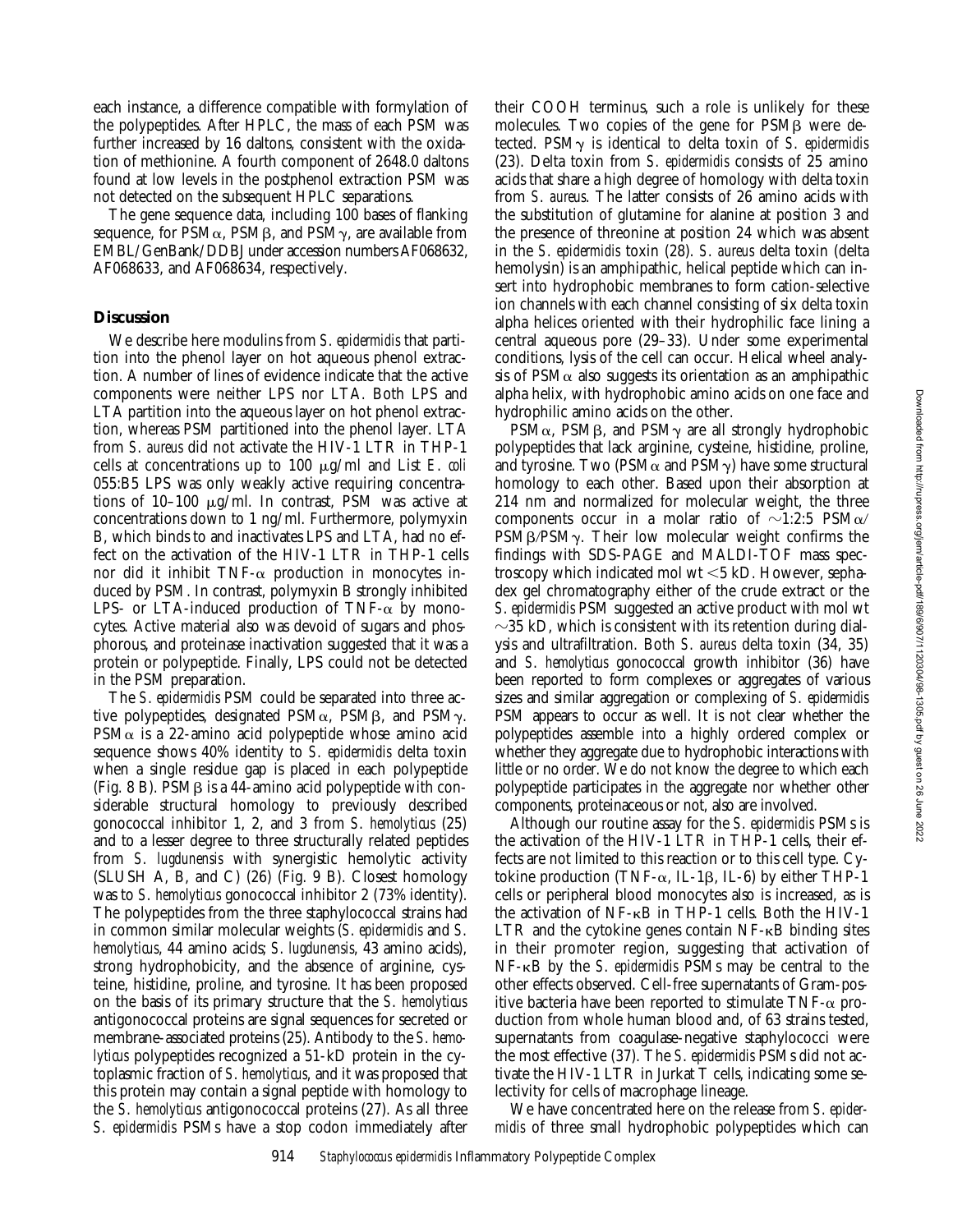each instance, a difference compatible with formylation of the polypeptides. After HPLC, the mass of each PSM was further increased by 16 daltons, consistent with the oxidation of methionine. A fourth component of 2648.0 daltons found at low levels in the postphenol extraction PSM was not detected on the subsequent HPLC separations.

The gene sequence data, including 100 bases of flanking sequence, for PSMα, PSMβ, and PSMγ, are available from EMBL/GenBank/DDBJ under accession numbers AF068632, AF068633, and AF068634, respectively.

## Discussion

We describe here modulins from *S. epidermidis* that partition into the phenol layer on hot aqueous phenol extraction. A number of lines of evidence indicate that the active components were neither LPS nor LTA. Both LPS and LTA partition into the aqueous layer on hot phenol extraction, whereas PSM partitioned into the phenol layer. LTA from *S. aureus* did not activate the HIV-1 LTR in THP-1 cells at concentrations up to 100 μg/ml and List *E. coli* 055:B5 LPS was only weakly active requiring concentrations of 10–100 μg/ml. In contrast, PSM was active at concentrations down to 1 ng/ml. Furthermore, polymyxin B, which binds to and inactivates LPS and LTA, had no effect on the activation of the HIV-1 LTR in THP-1 cells nor did it inhibit TNF-α production in monocytes induced by PSM. In contrast, polymyxin B strongly inhibited LPS- or LTA-induced production of TNF-α by monocytes. Active material also was devoid of sugars and phosphorous, and proteinase inactivation suggested that it was a protein or polypeptide. Finally, LPS could not be detected in the PSM preparation.

The *S. epidermidis* PSM could be separated into three active polypeptides, designated PSMα, PSMβ, and PSMγ. PSMα is a 22-amino acid polypeptide whose amino acid sequence shows 40% identity to *S. epidermidis* delta toxin when a single residue gap is placed in each polypeptide (Fig. 8 B). PSMβ is a 44-amino acid polypeptide with considerable structural homology to previously described gonococcal inhibitor 1, 2, and 3 from *S. hemolyticus* (25) and to a lesser degree to three structurally related peptides from *S. lugdunensis* with synergistic hemolytic activity (SLUSH A, B, and C) (26) (Fig. 9 B). Closest homology was to *S. hemolyticus* gonococcal inhibitor 2 (73% identity). The polypeptides from the three staphylococcal strains had in common similar molecular weights (*S. epidermidis* and *S. hemolyticus*, 44 amino acids; *S. lugdunensis*, 43 amino acids), strong hydrophobicity, and the absence of arginine, cysteine, histidine, proline, and tyrosine. It has been proposed on the basis of its primary structure that the *S. hemolyticus* antigonococcal proteins are signal sequences for secreted or membrane-associated proteins (25). Antibody to the *S. hemolyticus* polypeptides recognized a 51-kD protein in the cytoplasmic fraction of *S. hemolyticus*, and it was proposed that this protein may contain a signal peptide with homology to the *S. hemolyticus* antigonococcal proteins (27). As all three *S. epidermidis* PSMs have a stop codon immediately after their COOH terminus, such a role is unlikely for these molecules. Two copies of the gene for PSMβ were detected. PSMγ is identical to delta toxin of *S. epidermidis* (23). Delta toxin from *S. epidermidis* consists of 25 amino acids that share a high degree of homology with delta toxin from *S. aureus*. The latter consists of 26 amino acids with the substitution of glutamine for alanine at position 3 and the presence of threonine at position 24 which was absent in the *S. epidermidis* toxin (28). *S. aureus* delta toxin (delta hemolysin) is an amphipathic, helical peptide which can insert into hydrophobic membranes to form cation-selective ion channels with each channel consisting of six delta toxin alpha helices oriented with their hydrophilic face lining a central aqueous pore (29–33). Under some experimental conditions, lysis of the cell can occur. Helical wheel analysis of PSMα also suggests its orientation as an amphipathic alpha helix, with hydrophobic amino acids on one face and hydrophilic amino acids on the other.

PSMα, PSMβ, and PSMγ are all strongly hydrophobic polypeptides that lack arginine, cysteine, histidine, proline, and tyrosine. Two (PSMα and PSMγ) have some structural homology to each other. Based upon their absorption at 214 nm and normalized for molecular weight, the three components occur in a molar ratio of ~1:2:5 PSMα/PSMβ/PSMγ. Their low molecular weight confirms the findings with SDS-PAGE and MALDI-TOF mass spectroscopy which indicated mol wt <5 kD. However, sephadex gel chromatography either of the crude extract or the *S. epidermidis* PSM suggested an active product with mol wt ~35 kD, which is consistent with its retention during dialysis and ultrafiltration. Both *S. aureus* delta toxin (34, 35) and *S. hemolyticus* gonococcal growth inhibitor (36) have been reported to form complexes or aggregates of various sizes and similar aggregation or complexing of *S. epidermidis* PSM appears to occur as well. It is not clear whether the polypeptides assemble into a highly ordered complex or whether they aggregate due to hydrophobic interactions with little or no order. We do not know the degree to which each polypeptide participates in the aggregate nor whether other components, proteinaceous or not, also are involved.

Although our routine assay for the *S. epidermidis* PSMs is the activation of the HIV-1 LTR in THP-1 cells, their effects are not limited to this reaction or to this cell type. Cytokine production (TNF-α, IL-1β, IL-6) by either THP-1 cells or peripheral blood monocytes also is increased, as is the activation of NF-κB in THP-1 cells. Both the HIV-1 LTR and the cytokine genes contain NF-κB binding sites in their promoter region, suggesting that activation of NF-κB by the *S. epidermidis* PSMs may be central to the other effects observed. Cell-free supernatants of Gram-positive bacteria have been reported to stimulate TNF-α production from whole human blood and, of 63 strains tested, supernatants from coagulase-negative staphylococci were the most effective (37). The *S. epidermidis* PSMs did not activate the HIV-1 LTR in Jurkat T cells, indicating some selectivity for cells of macrophage lineage.

We have concentrated here on the release from *S. epidermidis* of three small hydrophobic polypeptides which can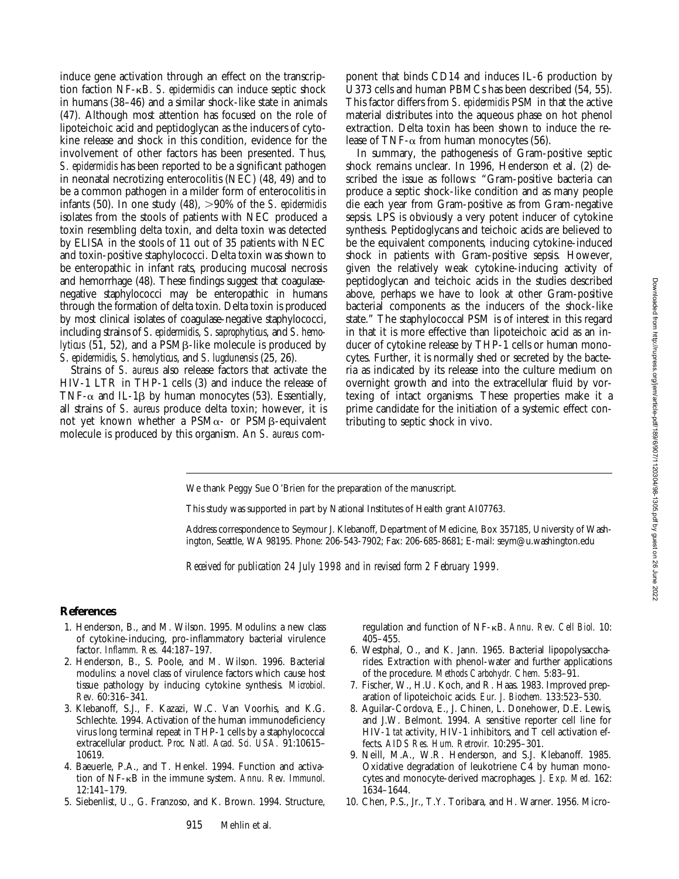induce gene activation through an effect on the transcription faction NF-κB. *S. epidermidis* can induce septic shock in humans (38–46) and a similar shock-like state in animals (47). Although most attention has focused on the role of lipoteichoic acid and peptidoglycan as the inducers of cytokine release and shock in this condition, evidence for the involvement of other factors has been presented. Thus, *S. epidermidis* has been reported to be a significant pathogen in neonatal necrotizing enterocolitis (NEC) (48, 49) and to be a common pathogen in a milder form of enterocolitis in infants (50). In one study (48), >90% of the *S. epidermidis* isolates from the stools of patients with NEC produced a toxin resembling delta toxin, and delta toxin was detected by ELISA in the stools of 11 out of 35 patients with NEC and toxin-positive staphylococci. Delta toxin was shown to be enteropathic in infant rats, producing mucosal necrosis and hemorrhage (48). These findings suggest that coagulase-negative staphylococci may be enteropathic in humans through the formation of delta toxin. Delta toxin is produced by most clinical isolates of coagulase-negative staphylococci, including strains of *S. epidermidis*, *S. saprophyticus*, and *S. hemolyticus* (51, 52), and a PSMβ-like molecule is produced by *S. epidermidis*, *S. hemolyticus*, and *S. lugdunensis* (25, 26).

Strains of *S. aureus* also release factors that activate the HIV-1 LTR in THP-1 cells (3) and induce the release of TNF-α and IL-1β by human monocytes (53). Essentially, all strains of *S. aureus* produce delta toxin; however, it is not yet known whether a PSMα- or PSMβ-equivalent molecule is produced by this organism. An *S. aureus* component that binds CD14 and induces IL-6 production by U373 cells and human PBMCs has been described (54, 55). This factor differs from *S. epidermidis* PSM in that the active material distributes into the aqueous phase on hot phenol extraction. Delta toxin has been shown to induce the release of TNF-α from human monocytes (56).

In summary, the pathogenesis of Gram-positive septic shock remains unclear. In 1996, Henderson et al. (2) described the issue as follows: "Gram-positive bacteria can produce a septic shock-like condition and as many people die each year from Gram-positive as from Gram-negative sepsis. LPS is obviously a very potent inducer of cytokine synthesis. Peptidoglycans and teichoic acids are believed to be the equivalent components, inducing cytokine-induced shock in patients with Gram-positive sepsis. However, given the relatively weak cytokine-inducing activity of peptidoglycan and teichoic acids in the studies described above, perhaps we have to look at other Gram-positive bacterial components as the inducers of the shock-like state." The staphylococcal PSM is of interest in this regard in that it is more effective than lipoteichoic acid as an inducer of cytokine release by THP-1 cells or human monocytes. Further, it is normally shed or secreted by the bacteria as indicated by its release into the culture medium on overnight growth and into the extracellular fluid by vortexing of intact organisms. These properties make it a prime candidate for the initiation of a systemic effect contributing to septic shock in vivo.

We thank Peggy Sue O'Brien for the preparation of the manuscript.

This study was supported in part by National Institutes of Health grant AI07763.

Address correspondence to Seymour J. Klebanoff, Department of Medicine, Box 357185, University of Washington, Seattle, WA 98195. Phone: 206-543-7902; Fax: 206-685-8681; E-mail: seym@u.washington.edu

*Received for publication 24 July 1998 and in revised form 2 February 1999.*

## References

1. Henderson, B., and M. Wilson. 1995. Modulins: a new class of cytokine-inducing, pro-inflammatory bacterial virulence factor. *Inflamm. Res.* 44:187–197.
2. Henderson, B., S. Poole, and M. Wilson. 1996. Bacterial modulins: a novel class of virulence factors which cause host tissue pathology by inducing cytokine synthesis. *Microbiol. Rev.* 60:316–341.
3. Klebanoff, S.J., F. Kazazi, W.C. Van Voorhis, and K.G. Schlechte. 1994. Activation of the human immunodeficiency virus long terminal repeat in THP-1 cells by a staphylococcal extracellular product. *Proc. Natl. Acad. Sci. USA.* 91:10615–10619.
4. Baeuerle, P.A., and T. Henkel. 1994. Function and activation of NF-κB in the immune system. *Annu. Rev. Immunol.* 12:141–179.
5. Siebenlist, U., G. Franzoso, and K. Brown. 1994. Structure, regulation and function of NF-κB. *Annu. Rev. Cell Biol.* 10: 405–455.
6. Westphal, O., and K. Jann. 1965. Bacterial lipopolysaccharides. Extraction with phenol-water and further applications of the procedure. *Methods Carbohydr. Chem.* 5:83–91.
7. Fischer, W., H.U. Koch, and R. Haas. 1983. Improved preparation of lipoteichoic acids. *Eur. J. Biochem.* 133:523–530.
8. Aguilar-Cordova, E., J. Chinen, L. Donehower, D.E. Lewis, and J.W. Belmont. 1994. A sensitive reporter cell line for HIV-1 *tat* activity, HIV-1 inhibitors, and T cell activation effects. *AIDS Res. Hum. Retrovir.* 10:295–301.
9. Neill, M.A., W.R. Henderson, and S.J. Klebanoff. 1985. Oxidative degradation of leukotriene C4 by human monocytes and monocyte-derived macrophages. *J. Exp. Med.* 162: 1634–1644.
10. Chen, P.S., Jr., T.Y. Toribara, and H. Warner. 1956. Micro-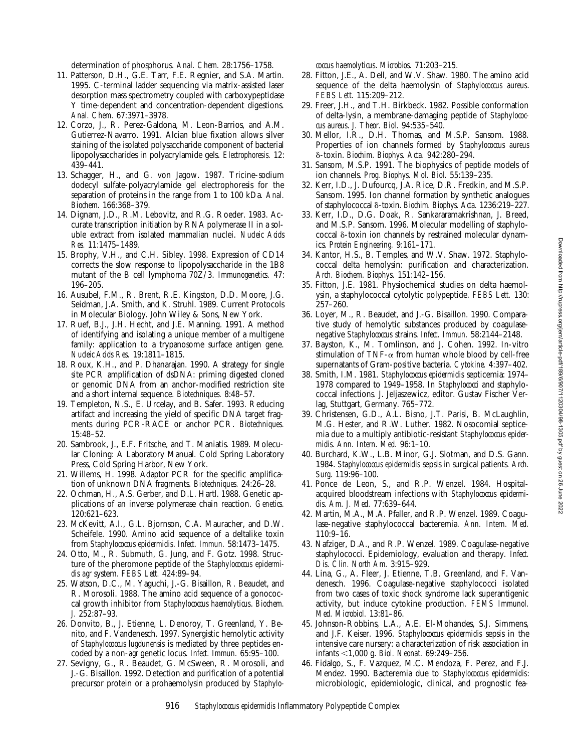determination of phosphorus. *Anal. Chem.* 28:1756–1758.

11. Patterson, D.H., G.E. Tarr, F.E. Regnier, and S.A. Martin. 1995. C-terminal ladder sequencing via matrix-assisted laser desorption mass spectrometry coupled with carboxypeptidase Y time-dependent and concentration-dependent digestions. *Anal. Chem.* 67:3971–3978.
12. Corzo, J., R. Perez-Galdona, M. Leon-Barrios, and A.M. Gutierrez-Navarro. 1991. Alcian blue fixation allows silver staining of the isolated polysaccharide component of bacterial lipopolysaccharides in polyacrylamide gels. *Electrophoresis.* 12: 439–441.
13. Schagger, H., and G. von Jagow. 1987. Tricine-sodium dodecyl sulfate-polyacrylamide gel electrophoresis for the separation of proteins in the range from 1 to 100 kDa. *Anal. Biochem.* 166:368–379.
14. Dignam, J.D., R.M. Lebovitz, and R.G. Roeder. 1983. Accurate transcription initiation by RNA polymerase II in a soluble extract from isolated mammalian nuclei. *Nucleic Acids Res.* 11:1475–1489.
15. Brophy, V.H., and C.H. Sibley. 1998. Expression of CD14 corrects the slow response to lipopolysaccharide in the 1B8 mutant of the B cell lymphoma 70Z/3. *Immunogenetics.* 47: 196–205.
16. Ausubel, F.M., R. Brent, R.E. Kingston, D.D. Moore, J.G. Seidman, J.A. Smith, and K. Struhl. 1989. Current Protocols in Molecular Biology. John Wiley & Sons, New York.
17. Ruef, B.J., J.H. Hecht, and J.E. Manning. 1991. A method of identifying and isolating a unique member of a multigene family: application to a trypanosome surface antigen gene. *Nucleic Acids Res.* 19:1811–1815.
18. Roux, K.H., and P. Dhanarajan. 1990. A strategy for single site PCR amplification of dsDNA: priming digested cloned or genomic DNA from an anchor-modified restriction site and a short internal sequence. *Biotechniques.* 8:48–57.
19. Templeton, N.S., E. Urcelay, and B. Safer. 1993. Reducing artifact and increasing the yield of specific DNA target fragments during PCR-RACE or anchor PCR. *Biotechniques.* 15:48–52.
20. Sambrook, J., E.F. Fritsche, and T. Maniatis. 1989. Molecular Cloning: A Laboratory Manual. Cold Spring Laboratory Press, Cold Spring Harbor, New York.
21. Willems, H. 1998. Adaptor PCR for the specific amplification of unknown DNA fragments. *Biotechniques.* 24:26–28.
22. Ochman, H., A.S. Gerber, and D.L. Hartl. 1988. Genetic applications of an inverse polymerase chain reaction. *Genetics.* 120:621–623.
23. McKevitt, A.I., G.L. Bjornson, C.A. Mauracher, and D.W. Scheifele. 1990. Amino acid sequence of a deltalike toxin from *Staphylococcus epidermidis*. *Infect. Immun.* 58:1473–1475.
24. Otto, M., R. Submuth, G. Jung, and F. Gotz. 1998. Structure of the pheromone peptide of the *Staphylococcus epidermidis agr* system. *FEBS Lett.* 424:89–94.
25. Watson, D.C., M. Yaguchi, J.-G. Bisaillon, R. Beaudet, and R. Morosoli. 1988. The amino acid sequence of a gonococcal growth inhibitor from *Staphylococcus haemolyticus*. *Biochem. J.* 252:87–93.
26. Donvito, B., J. Etienne, L. Denoroy, T. Greenland, Y. Benito, and F. Vandenesch. 1997. Synergistic hemolytic activity of *Staphylococcus lugdunensis* is mediated by three peptides encoded by a non-*agr* genetic locus. *Infect. Immun.* 65:95–100.
27. Sevigny, G., R. Beaudet, G. McSween, R. Morosoli, and J.-G. Bisaillon. 1992. Detection and purification of a potential precursor protein or a prohaemolysin produced by *Staphylococcus haemolyticus*. *Microbios.* 71:203–215.
28. Fitton, J.E., A. Dell, and W.V. Shaw. 1980. The amino acid sequence of the delta haemolysin of *Staphylococcus aureus*. *FEBS Lett.* 115:209–212.
29. Freer, J.H., and T.H. Birkbeck. 1982. Possible conformation of delta-lysin, a membrane-damaging peptide of *Staphylococcus aureus*. *J. Theor. Biol.* 94:535–540.
30. Mellor, I.R., D.H. Thomas, and M.S.P. Sansom. 1988. Properties of ion channels formed by *Staphylococcus aureus* δ-toxin. *Biochim. Biophys. Acta.* 942:280–294.
31. Sansom, M.S.P. 1991. The biophysics of peptide models of ion channels. *Prog. Biophys. Mol. Biol.* 55:139–235.
32. Kerr, I.D., J. Dufourcq, J.A. Rice, D.R. Fredkin, and M.S.P. Sansom. 1995. Ion channel formation by synthetic analogues of staphylococcal δ-toxin. *Biochim. Biophys. Acta.* 1236:219–227.
33. Kerr, I.D., D.G. Doak, R. Sankararamakrishnan, J. Breed, and M.S.P. Sansom. 1996. Molecular modelling of staphylococcal δ-toxin ion channels by restrained molecular dynamics. *Protein Engineering.* 9:161–171.
34. Kantor, H.S., B. Temples, and W.V. Shaw. 1972. Staphylococcal delta hemolysin: purification and characterization. *Arch. Biochem. Biophys.* 151:142–156.
35. Fitton, J.E. 1981. Physiochemical studies on delta haemolysin, a staphylococcal cytolytic polypeptide. *FEBS Lett.* 130: 257–260.
36. Loyer, M., R. Beaudet, and J.-G. Bisaillon. 1990. Comparative study of hemolytic substances produced by coagulase-negative *Staphylococcus* strains. *Infect. Immun.* 58:2144–2148.
37. Bayston, K., M. Tomlinson, and J. Cohen. 1992. In-vitro stimulation of TNF-α from human whole blood by cell-free supernatants of Gram-positive bacteria. *Cytokine.* 4:397–402.
38. Smith, I.M. 1981. *Staphylococcus epidermidis* septicemia: 1974–1978 compared to 1949–1958. In *Staphylococci* and staphylococcal infections. J. Jeljaszewicz, editor. Gustav Fischer Verlag, Stuttgart, Germany. 765–772.
39. Christensen, G.D., A.L. Bisno, J.T. Parisi, B. McLaughlin, M.G. Hester, and R.W. Luther. 1982. Nosocomial septicemia due to a multiply antibiotic-resistant *Staphylococcus epidermidis*. *Ann. Intern. Med.* 96:1–10.
40. Burchard, K.W., L.B. Minor, G.J. Slotman, and D.S. Gann. 1984. *Staphylococcus epidermidis* sepsis in surgical patients. *Arch. Surg.* 119:96–100.
41. Ponce de Leon, S., and R.P. Wenzel. 1984. Hospital-acquired bloodstream infections with *Staphylococcus epidermidis*. *Am. J. Med.* 77:639–644.
42. Martin, M.A., M.A. Pfaller, and R.P. Wenzel. 1989. Coagulase-negative staphylococcal bacteremia. *Ann. Intern. Med.* 110:9–16.
43. Nafziger, D.A., and R.P. Wenzel. 1989. Coagulase-negative staphylococci. Epidemiology, evaluation and therapy. *Infect. Dis. Clin. North Am.* 3:915–929.
44. Lina, G., A. Fleer, J. Etienne, T.B. Greenland, and F. Vandenesch. 1996. Coagulase-negative staphylococci isolated from two cases of toxic shock syndrome lack superantigenic activity, but induce cytokine production. *FEMS Immunol. Med. Microbiol.* 13:81–86.
45. Johnson-Robbins, L.A., A.E. El-Mohandes, S.J. Simmens, and J.F. Keiser. 1996. *Staphylococcus epidermidis* sepsis in the intensive care nursery: a characterization of risk association in infants <1,000 g. *Biol. Neonat.* 69:249–256.
46. Fidalgo, S., F. Vazquez, M.C. Mendoza, F. Perez, and F.J. Mendez. 1990. Bacteremia due to *Staphylococcus epidermidis*: microbiologic, epidemiologic, clinical, and prognostic fea-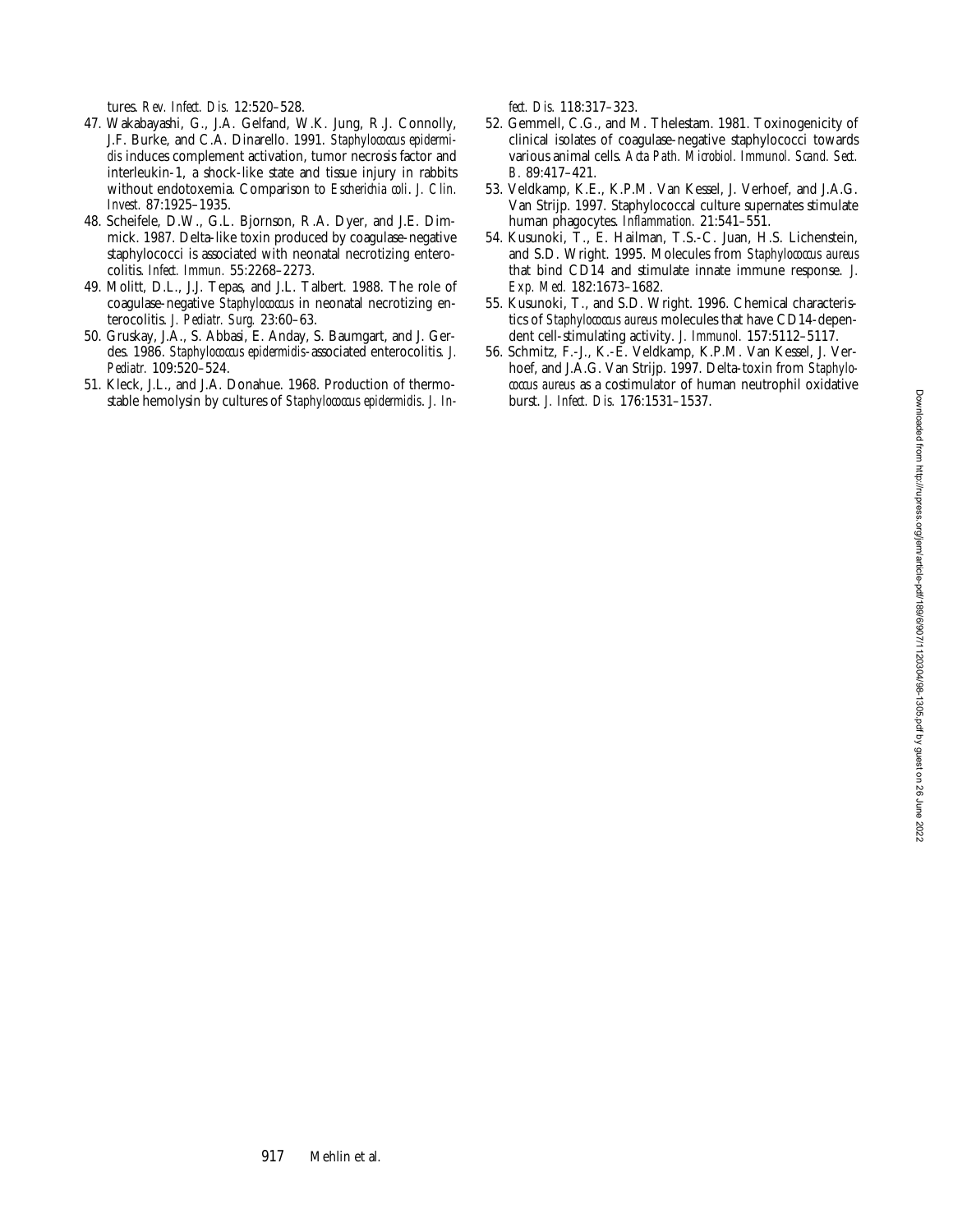tures. *Rev. Infect. Dis.* 12:520–528.

47. Wakabayashi, G., J.A. Gelfand, W.K. Jung, R.J. Connolly, J.F. Burke, and C.A. Dinarello. 1991. *Staphylococcus epidermidis* induces complement activation, tumor necrosis factor and interleukin-1, a shock-like state and tissue injury in rabbits without endotoxemia. Comparison to *Escherichia coli*. *J. Clin. Invest.* 87:1925–1935.
48. Scheifele, D.W., G.L. Bjornson, R.A. Dyer, and J.E. Dimmick. 1987. Delta-like toxin produced by coagulase-negative staphylococci is associated with neonatal necrotizing enterocolitis. *Infect. Immun.* 55:2268–2273.
49. Molitt, D.L., J.J. Tepas, and J.L. Talbert. 1988. The role of coagulase-negative *Staphylococcus* in neonatal necrotizing enterocolitis. *J. Pediatr. Surg.* 23:60–63.
50. Gruskay, J.A., S. Abbasi, E. Anday, S. Baumgart, and J. Gerdes. 1986. *Staphylococcus epidermidis*-associated enterocolitis. *J. Pediatr.* 109:520–524.
51. Kleck, J.L., and J.A. Donahue. 1968. Production of thermostable hemolysin by cultures of *Staphylococcus epidermidis*. *J. Infect. Dis.* 118:317–323.
52. Gemmell, C.G., and M. Thelestam. 1981. Toxinogenicity of clinical isolates of coagulase-negative staphylococci towards various animal cells. *Acta Path. Microbiol. Immunol. Scand. Sect. B.* 89:417–421.
53. Veldkamp, K.E., K.P.M. Van Kessel, J. Verhoef, and J.A.G. Van Strijp. 1997. Staphylococcal culture supernates stimulate human phagocytes. *Inflammation.* 21:541–551.
54. Kusunoki, T., E. Hailman, T.S.-C. Juan, H.S. Lichenstein, and S.D. Wright. 1995. Molecules from *Staphylococcus aureus* that bind CD14 and stimulate innate immune response. *J. Exp. Med.* 182:1673–1682.
55. Kusunoki, T., and S.D. Wright. 1996. Chemical characteristics of *Staphylococcus aureus* molecules that have CD14-dependent cell-stimulating activity. *J. Immunol.* 157:5112–5117.
56. Schmitz, F.-J., K.-E. Veldkamp, K.P.M. Van Kessel, J. Verhoef, and J.A.G. Van Strijp. 1997. Delta-toxin from *Staphylococcus aureus* as a costimulator of human neutrophil oxidative burst. *J. Infect. Dis.* 176:1531–1537.